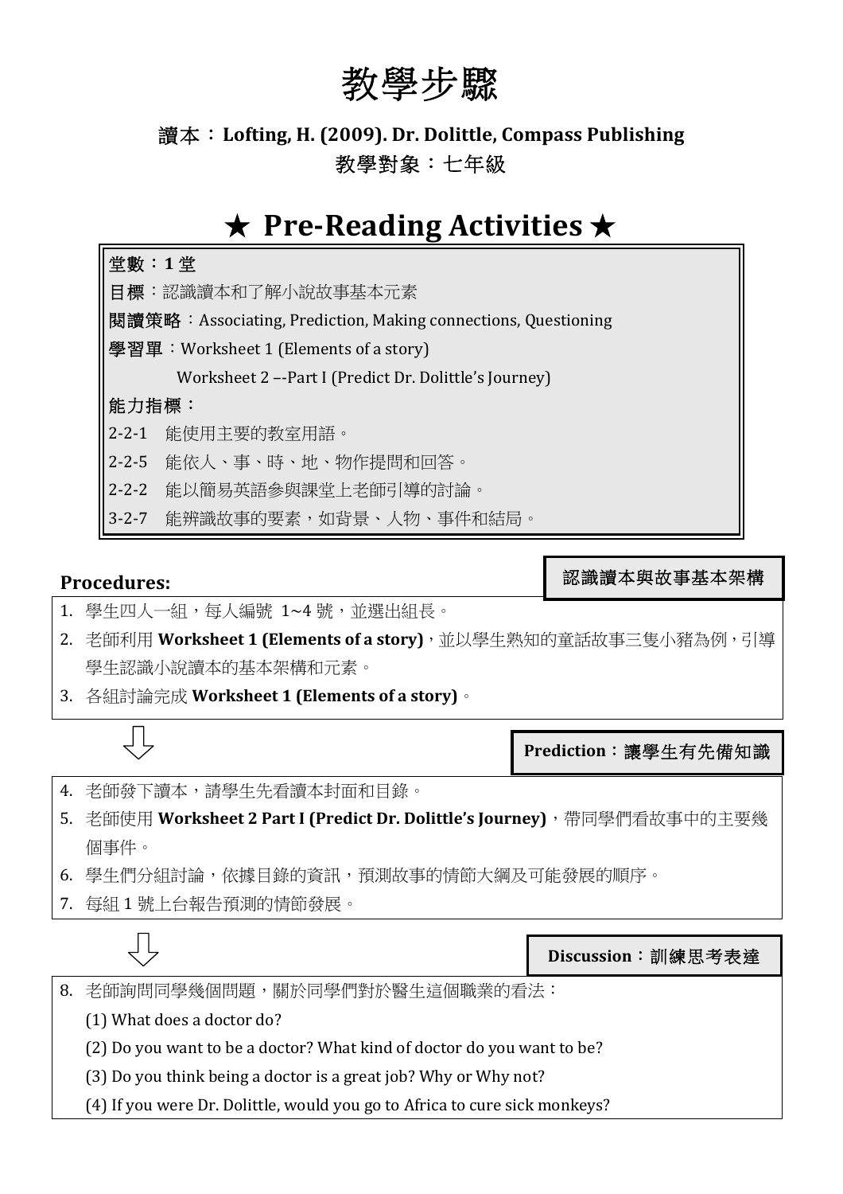# 教學步驟

**讀本：Lofting, H. (2009). Dr. Dolittle, Compass Publishing**

**教學對象：七年級**

## ★ Pre-Reading Activities ★

**堂數：1 堂**

**目標**：認識讀本和了解小說故事基本元素

**閱讀策略**：Associating, Prediction, Making connections, Questioning

**學習單**：Worksheet 1 (Elements of a story)

Worksheet 2 –-Part I (Predict Dr. Dolittle's Journey)

**能力指標：**

2-2-1 能使用主要的教室用語。

2-2-5 能依人、事、時、地、物作提問和回答。

2-2-2 能以簡易英語參與課堂上老師引導的討論。

3-2-7 能辨識故事的要素，如背景、人物、事件和結局。

### Procedures:

**認識讀本與故事基本架構**

1. 學生四人一組，每人編號 1~4 號，並選出組長。
2. 老師利用 **Worksheet 1 (Elements of a story)**，並以學生熟知的童話故事三隻小豬為例，引導學生認識小說讀本的基本架構和元素。
3. 各組討論完成 **Worksheet 1 (Elements of a story)**。

⇩

**Prediction：讓學生有先備知識**

4. 老師發下讀本，請學生先看讀本封面和目錄。
5. 老師使用 **Worksheet 2 Part I (Predict Dr. Dolittle's Journey)**，帶同學們看故事中的主要幾個事件。
6. 學生們分組討論，依據目錄的資訊，預測故事的情節大綱及可能發展的順序。
7. 每組 1 號上台報告預測的情節發展。

⇩

**Discussion：訓練思考表達**

8. 老師詢問同學幾個問題，關於同學們對於醫生這個職業的看法：
   (1) What does a doctor do?
   (2) Do you want to be a doctor? What kind of doctor do you want to be?
   (3) Do you think being a doctor is a great job? Why or Why not?
   (4) If you were Dr. Dolittle, would you go to Africa to cure sick monkeys?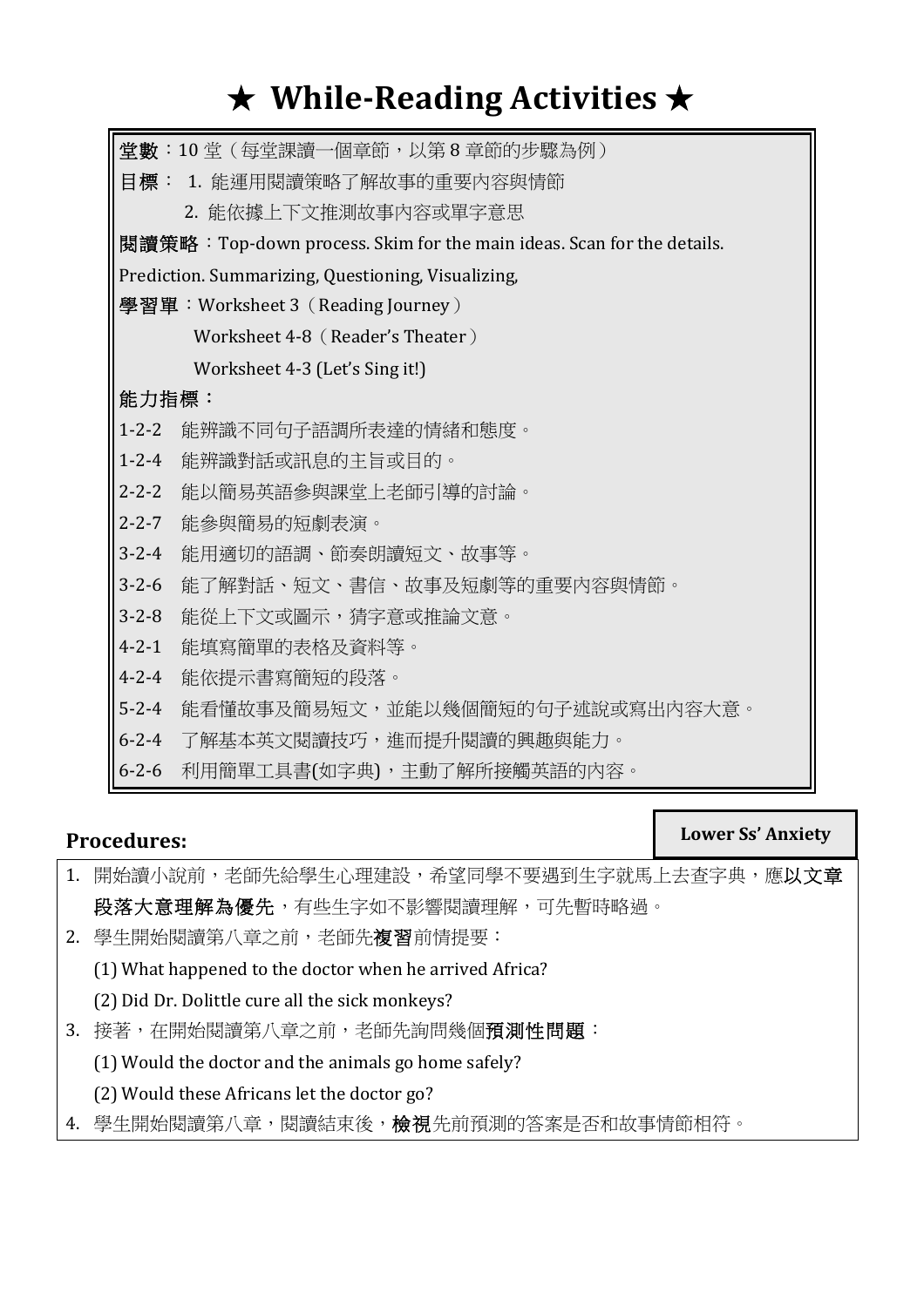# ★ While-Reading Activities ★

**堂數**：10 堂（每堂課讀一個章節，以第 8 章節的步驟為例）

**目標**： 1. 能運用閱讀策略了解故事的重要內容與情節

2. 能依據上下文推測故事內容或單字意思

**閱讀策略**：Top-down process. Skim for the main ideas. Scan for the details. Prediction. Summarizing, Questioning, Visualizing,

**學習單**：Worksheet 3（Reading Journey）

Worksheet 4-8（Reader's Theater）

Worksheet 4-3 (Let's Sing it!)

**能力指標：**

1-2-2 能辨識不同句子語調所表達的情緒和態度。

1-2-4 能辨識對話或訊息的主旨或目的。

2-2-2 能以簡易英語參與課堂上老師引導的討論。

2-2-7 能參與簡易的短劇表演。

3-2-4 能用適切的語調、節奏朗讀短文、故事等。

3-2-6 能了解對話、短文、書信、故事及短劇等的重要內容與情節。

3-2-8 能從上下文或圖示，猜字意或推論文意。

4-2-1 能填寫簡單的表格及資料等。

4-2-4 能依提示書寫簡短的段落。

5-2-4 能看懂故事及簡易短文，並能以幾個簡短的句子述說或寫出內容大意。

6-2-4 了解基本英文閱讀技巧，進而提升閱讀的興趣與能力。

6-2-6 利用簡單工具書(如字典)，主動了解所接觸英語的內容。

## Procedures:

**Lower Ss' Anxiety**

1. 開始讀小說前，老師先給學生心理建設，希望同學不要遇到生字就馬上去查字典，應**以文章段落大意理解為優先**，有些生字如不影響閱讀理解，可先暫時略過。
2. 學生開始閱讀第八章之前，老師先**複習**前情提要：
   (1) What happened to the doctor when he arrived Africa?
   (2) Did Dr. Dolittle cure all the sick monkeys?
3. 接著，在開始閱讀第八章之前，老師先詢問幾個**預測性問題**：
   (1) Would the doctor and the animals go home safely?
   (2) Would these Africans let the doctor go?
4. 學生開始閱讀第八章，閱讀結束後，**檢視**先前預測的答案是否和故事情節相符。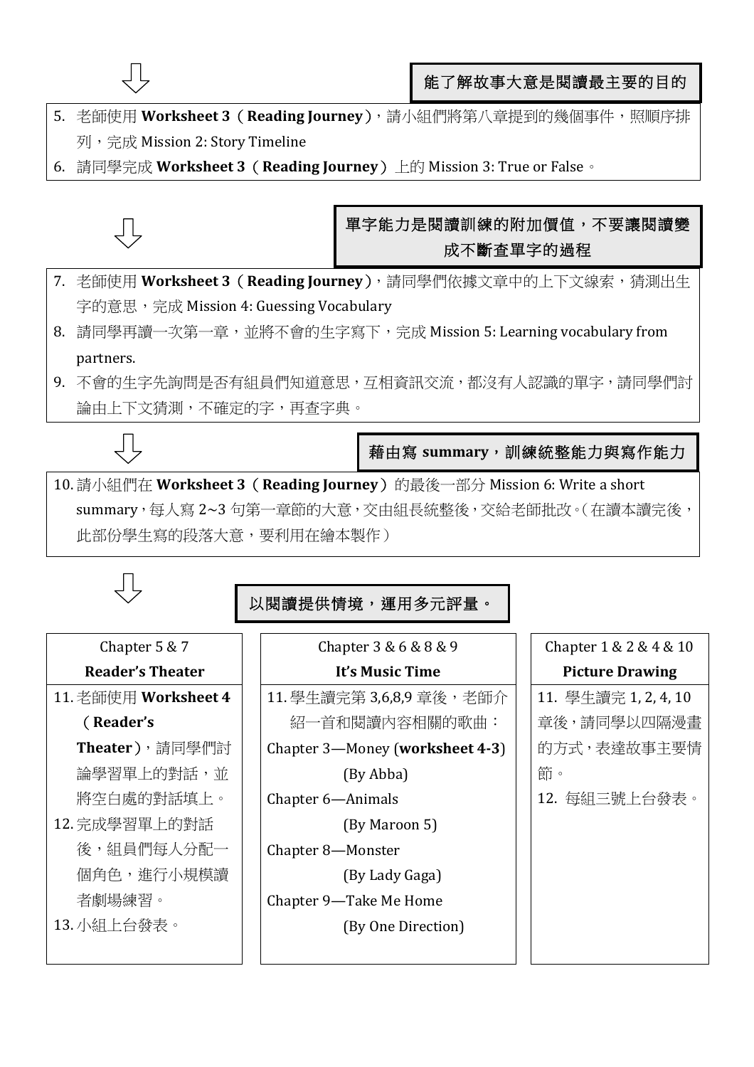⇩

**能了解故事大意是閱讀最主要的目的**

5. 老師使用 **Worksheet 3**（**Reading Journey**），請小組們將第八章提到的幾個事件，照順序排列，完成 Mission 2: Story Timeline
6. 請同學完成 **Worksheet 3**（**Reading Journey**）上的 Mission 3: True or False。

⇩

**單字能力是閱讀訓練的附加價值，不要讓閱讀變成不斷查單字的過程**

7. 老師使用 **Worksheet 3**（**Reading Journey**），請同學們依據文章中的上下文線索，猜測出生字的意思，完成 Mission 4: Guessing Vocabulary
8. 請同學再讀一次第一章，並將不會的生字寫下，完成 Mission 5: Learning vocabulary from partners.
9. 不會的生字先詢問是否有組員們知道意思，互相資訊交流，都沒有人認識的單字，請同學們討論由上下文猜測，不確定的字，再查字典。

⇩

**藉由寫 summary，訓練統整能力與寫作能力**

10. 請小組們在 **Worksheet 3**（**Reading Journey**）的最後一部分 Mission 6: Write a short summary，每人寫 2~3 句第一章節的大意，交由組長統整後，交給老師批改。(在讀本讀完後，此部份學生寫的段落大意，要利用在繪本製作)

⇩

**以閱讀提供情境，運用多元評量。**

| Chapter 5 & 7<br>**Reader's Theater** | Chapter 3 & 6 & 8 & 9<br>**It's Music Time** | Chapter 1 & 2 & 4 & 10<br>**Picture Drawing** |
|---|---|---|
| 11. 老師使用 **Worksheet 4**（**Reader's Theater**），請同學們討論學習單上的對話，並將空白處的對話填上。<br>12. 完成學習單上的對話後，組員們每人分配一個角色，進行小規模讀者劇場練習。<br>13. 小組上台發表。 | 11. 學生讀完第 3,6,8,9 章後，老師介紹一首和閱讀內容相關的歌曲：<br>Chapter 3—Money (**worksheet 4-3**) (By Abba)<br>Chapter 6—Animals (By Maroon 5)<br>Chapter 8—Monster (By Lady Gaga)<br>Chapter 9—Take Me Home (By One Direction) | 11. 學生讀完 1, 2, 4, 10 章後，請同學以四隔漫畫的方式，表達故事主要情節。<br>12. 每組三號上台發表。 |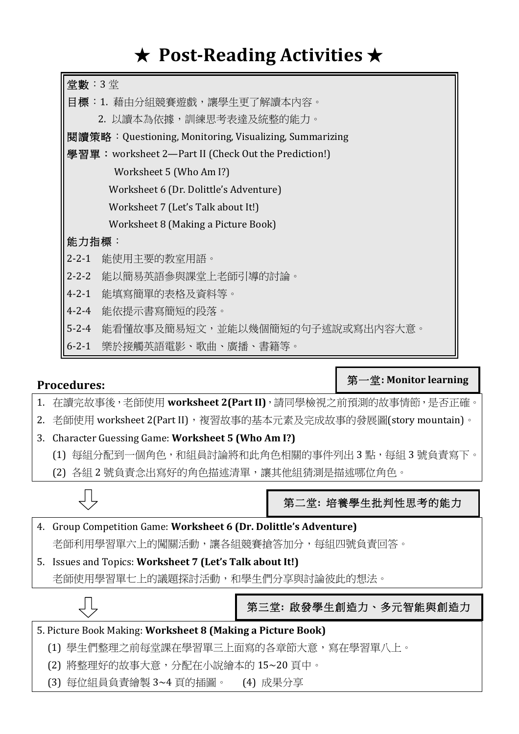# ★ Post-Reading Activities ★

**堂數**：3 堂

**目標**：1. 藉由分組競賽遊戲，讓學生更了解讀本內容。

2. 以讀本為依據，訓練思考表達及統整的能力。

**閱讀策略**：Questioning, Monitoring, Visualizing, Summarizing

**學習單**：worksheet 2—Part II (Check Out the Prediction!)

Worksheet 5 (Who Am I?)

Worksheet 6 (Dr. Dolittle's Adventure)

Worksheet 7 (Let's Talk about It!)

Worksheet 8 (Making a Picture Book)

**能力指標**：

2-2-1 能使用主要的教室用語。

2-2-2 能以簡易英語參與課堂上老師引導的討論。

4-2-1 能填寫簡單的表格及資料等。

4-2-4 能依提示書寫簡短的段落。

5-2-4 能看懂故事及簡易短文，並能以幾個簡短的句子述說或寫出內容大意。

6-2-1 樂於接觸英語電影、歌曲、廣播、書籍等。

## Procedures:

**第一堂: Monitor learning**

1. 在讀完故事後，老師使用 **worksheet 2(Part II)**，請同學檢視之前預測的故事情節，是否正確。
2. 老師使用 worksheet 2(Part II)，複習故事的基本元素及完成故事的發展圖(story mountain)。
3. Character Guessing Game: **Worksheet 5 (Who Am I?)**
   (1) 每組分配到一個角色，和組員討論將和此角色相關的事件列出 3 點，每組 3 號負責寫下。
   (2) 各組 2 號負責念出寫好的角色描述清單，讓其他組猜測是描述哪位角色。

**第二堂: 培養學生批判性思考的能力**

4. Group Competition Game: **Worksheet 6 (Dr. Dolittle's Adventure)**
   老師利用學習單六上的闖關活動，讓各組競賽搶答加分，每組四號負責回答。
5. Issues and Topics: **Worksheet 7 (Let's Talk about It!)**
   老師使用學習單七上的議題探討活動，和學生們分享與討論彼此的想法。

**第三堂: 啟發學生創造力、多元智能與創造力**

5. Picture Book Making: **Worksheet 8 (Making a Picture Book)**
   (1) 學生們整理之前每堂課在學習單三上面寫的各章節大意，寫在學習單八上。
   (2) 將整理好的故事大意，分配在小說繪本的 15~20 頁中。
   (3) 每位組員負責繪製 3~4 頁的插圖。 (4) 成果分享